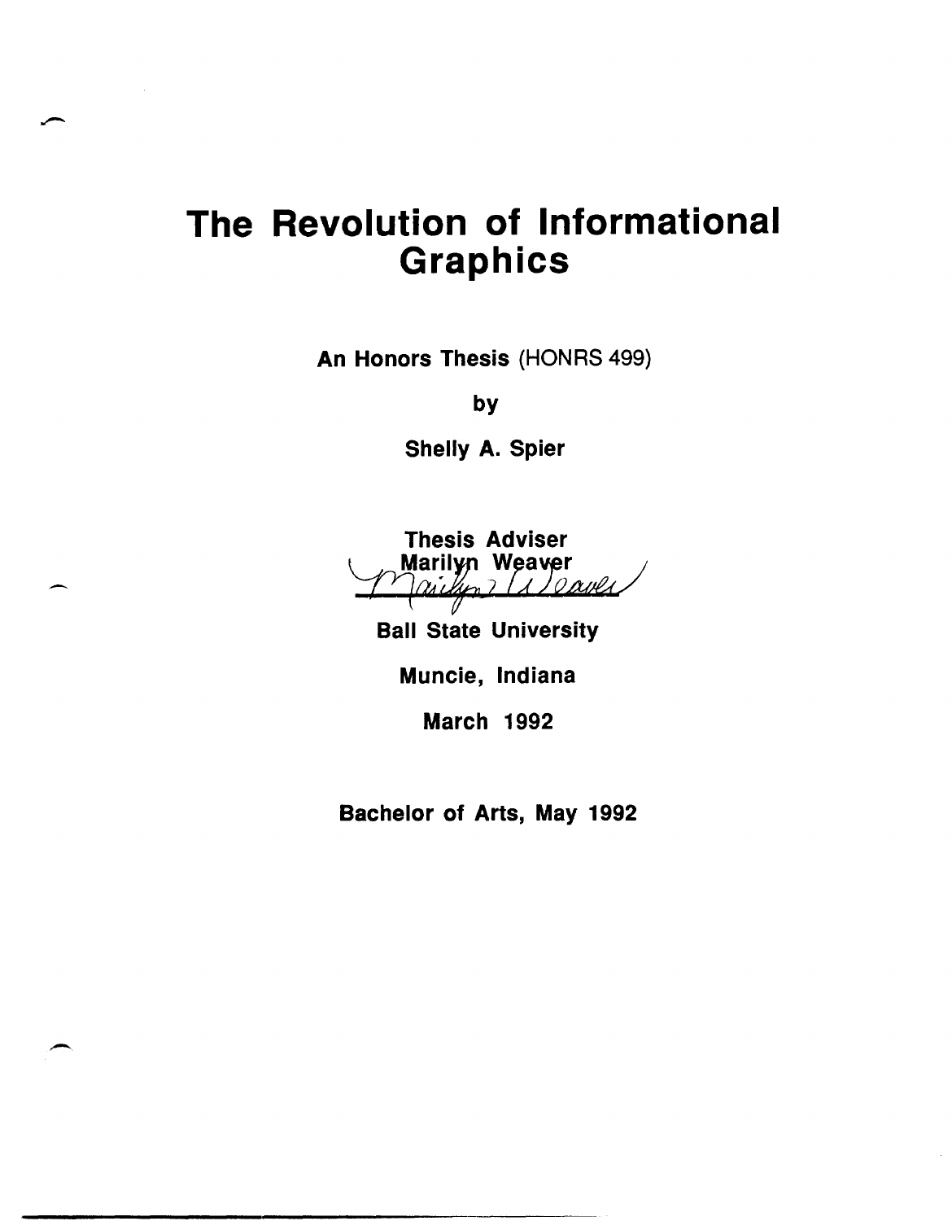# The Revolution of Informational Graphics

**An Honors Thesis** (HONRS 499)

**by**

**Shelly A. Spier**

**Thesis Adviser**
**Marilyn Weaver**

**Ball State University**

**Muncie, Indiana**

**March 1992**

**Bachelor of Arts, May 1992**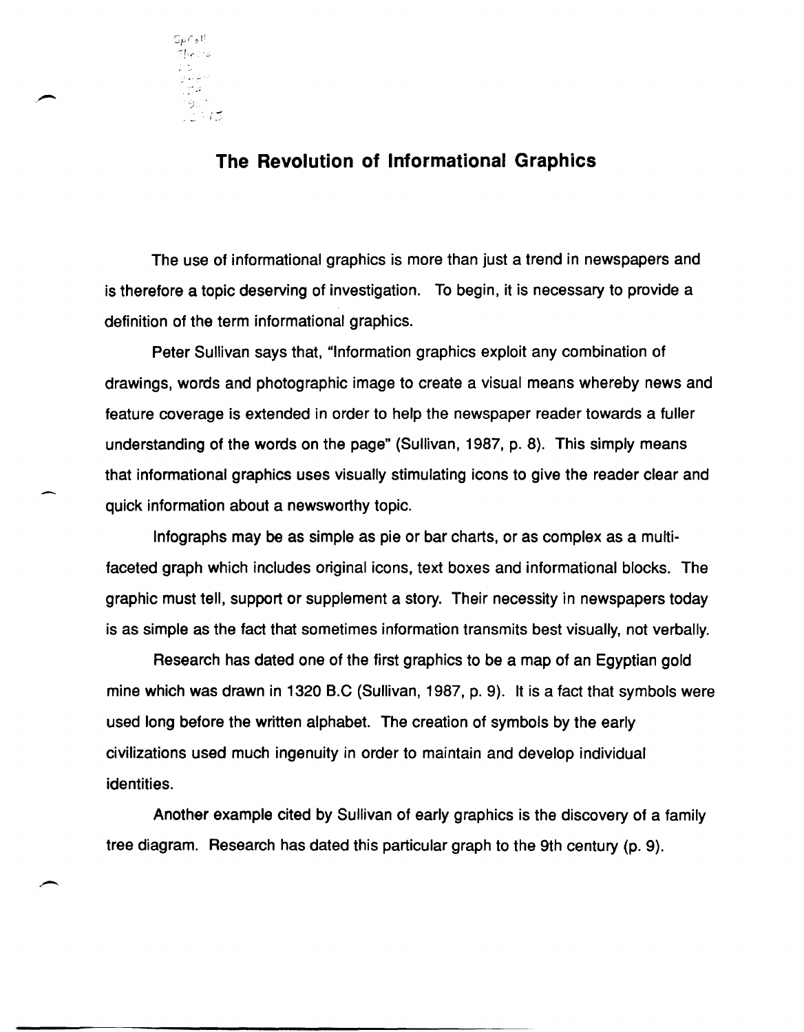# The Revolution of Informational Graphics

The use of informational graphics is more than just a trend in newspapers and is therefore a topic deserving of investigation. To begin, it is necessary to provide a definition of the term informational graphics.

Peter Sullivan says that, "Information graphics exploit any combination of drawings, words and photographic image to create a visual means whereby news and feature coverage is extended in order to help the newspaper reader towards a fuller understanding of the words on the page" (Sullivan, 1987, p. 8). This simply means that informational graphics uses visually stimulating icons to give the reader clear and quick information about a newsworthy topic.

Infographs may be as simple as pie or bar charts, or as complex as a multi-faceted graph which includes original icons, text boxes and informational blocks. The graphic must tell, support or supplement a story. Their necessity in newspapers today is as simple as the fact that sometimes information transmits best visually, not verbally.

Research has dated one of the first graphics to be a map of an Egyptian gold mine which was drawn in 1320 B.C (Sullivan, 1987, p. 9). It is a fact that symbols were used long before the written alphabet. The creation of symbols by the early civilizations used much ingenuity in order to maintain and develop individual identities.

Another example cited by Sullivan of early graphics is the discovery of a family tree diagram. Research has dated this particular graph to the 9th century (p. 9).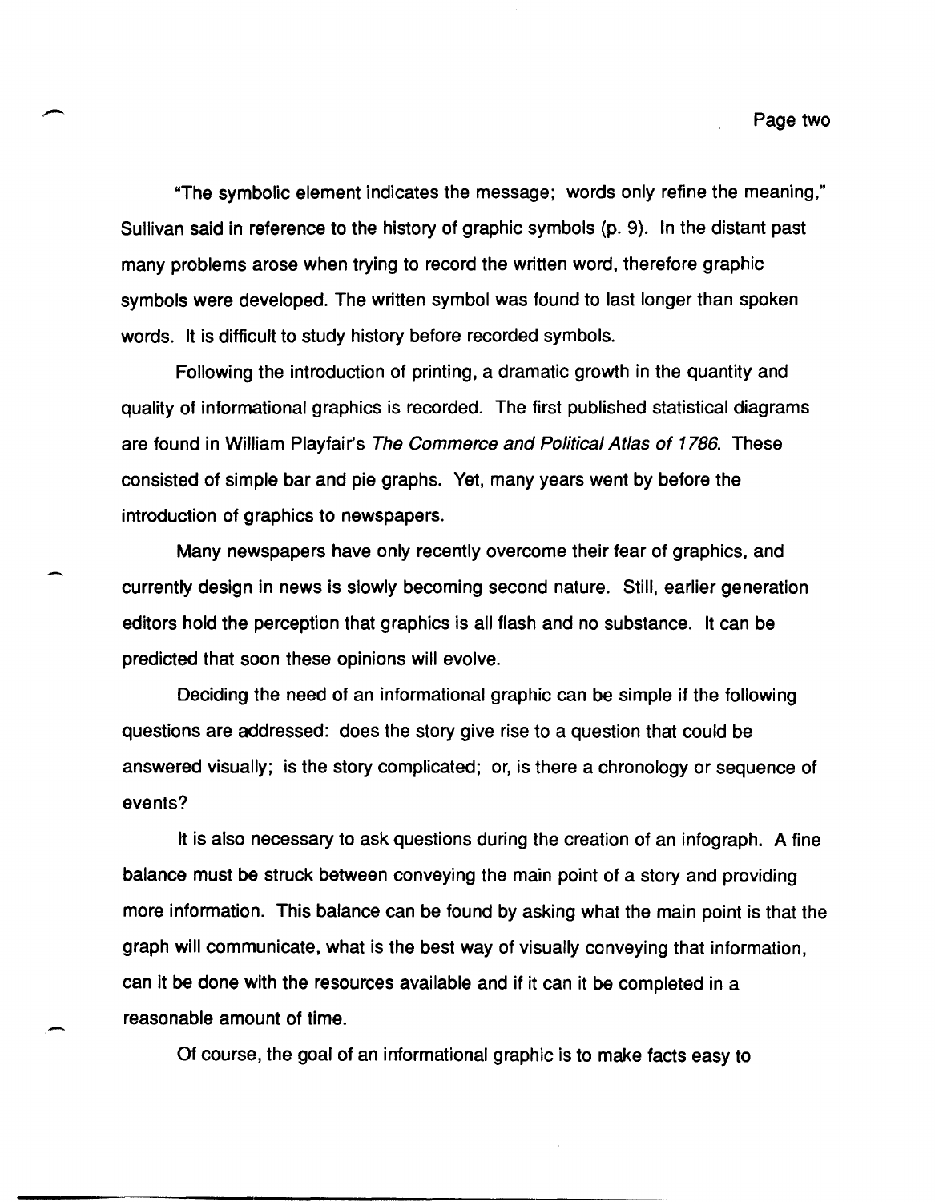"The symbolic element indicates the message; words only refine the meaning," Sullivan said in reference to the history of graphic symbols (p. 9). In the distant past many problems arose when trying to record the written word, therefore graphic symbols were developed. The written symbol was found to last longer than spoken words. It is difficult to study history before recorded symbols.

Following the introduction of printing, a dramatic growth in the quantity and quality of informational graphics is recorded. The first published statistical diagrams are found in William Playfair's *The Commerce and Political Atlas of 1786*. These consisted of simple bar and pie graphs. Yet, many years went by before the introduction of graphics to newspapers.

Many newspapers have only recently overcome their fear of graphics, and currently design in news is slowly becoming second nature. Still, earlier generation editors hold the perception that graphics is all flash and no substance. It can be predicted that soon these opinions will evolve.

Deciding the need of an informational graphic can be simple if the following questions are addressed: does the story give rise to a question that could be answered visually; is the story complicated; or, is there a chronology or sequence of events?

It is also necessary to ask questions during the creation of an infograph. A fine balance must be struck between conveying the main point of a story and providing more information. This balance can be found by asking what the main point is that the graph will communicate, what is the best way of visually conveying that information, can it be done with the resources available and if it can it be completed in a reasonable amount of time.

Of course, the goal of an informational graphic is to make facts easy to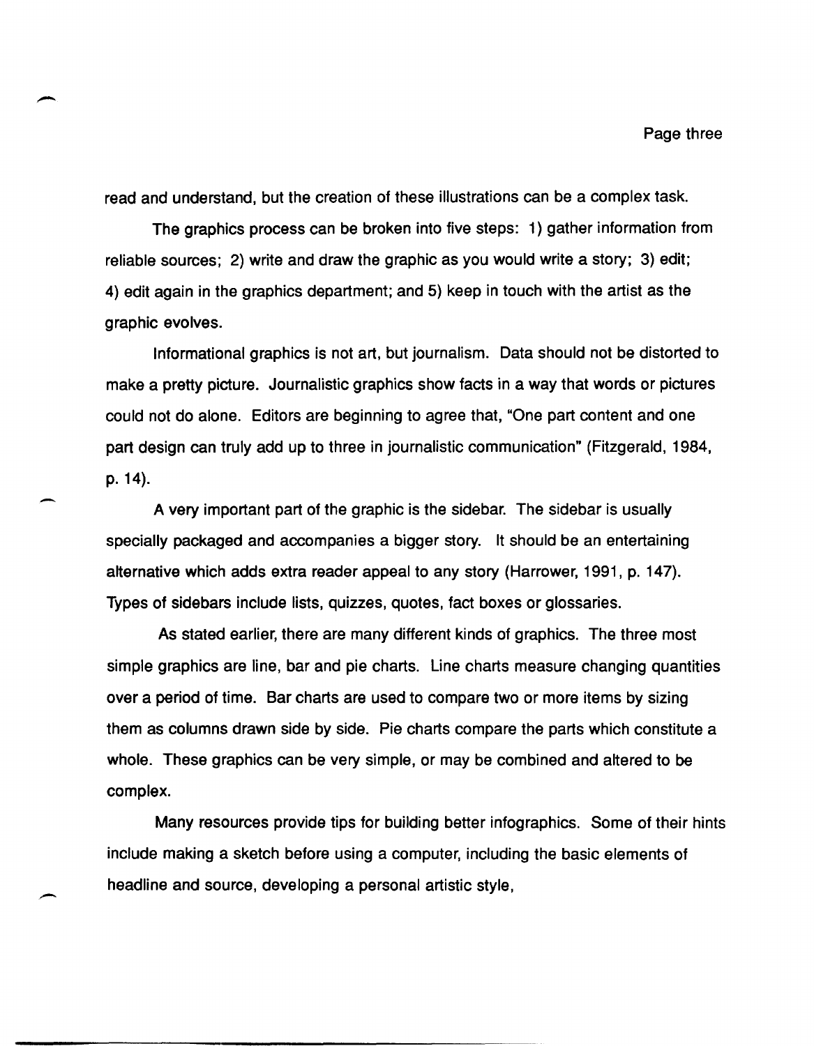read and understand, but the creation of these illustrations can be a complex task.

The graphics process can be broken into five steps: 1) gather information from reliable sources; 2) write and draw the graphic as you would write a story; 3) edit; 4) edit again in the graphics department; and 5) keep in touch with the artist as the graphic evolves.

Informational graphics is not art, but journalism. Data should not be distorted to make a pretty picture. Journalistic graphics show facts in a way that words or pictures could not do alone. Editors are beginning to agree that, "One part content and one part design can truly add up to three in journalistic communication" (Fitzgerald, 1984, p. 14).

A very important part of the graphic is the sidebar. The sidebar is usually specially packaged and accompanies a bigger story. It should be an entertaining alternative which adds extra reader appeal to any story (Harrower, 1991, p. 147). Types of sidebars include lists, quizzes, quotes, fact boxes or glossaries.

As stated earlier, there are many different kinds of graphics. The three most simple graphics are line, bar and pie charts. Line charts measure changing quantities over a period of time. Bar charts are used to compare two or more items by sizing them as columns drawn side by side. Pie charts compare the parts which constitute a whole. These graphics can be very simple, or may be combined and altered to be complex.

Many resources provide tips for building better infographics. Some of their hints include making a sketch before using a computer, including the basic elements of headline and source, developing a personal artistic style,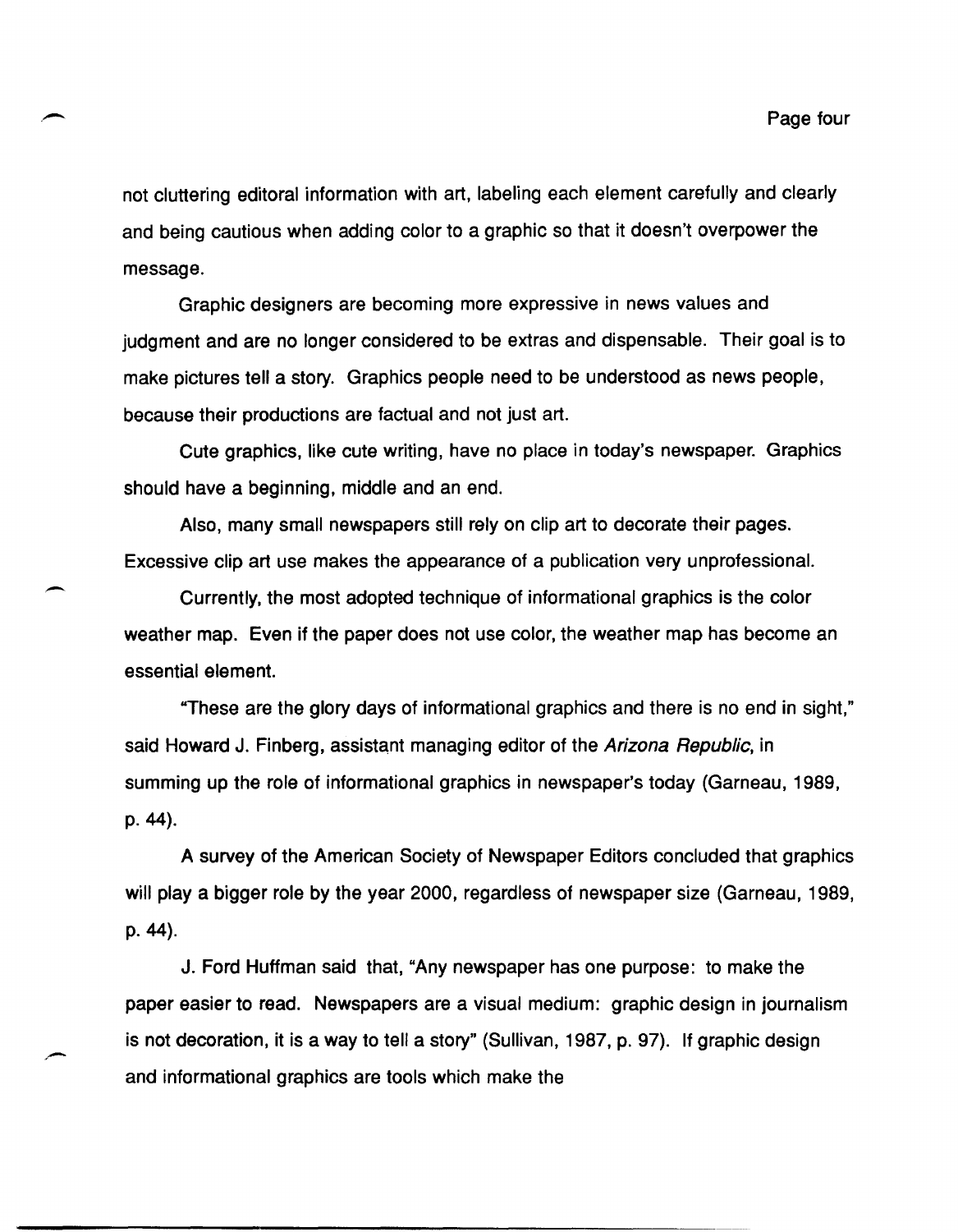not cluttering editoral information with art, labeling each element carefully and clearly and being cautious when adding color to a graphic so that it doesn't overpower the message.

Graphic designers are becoming more expressive in news values and judgment and are no longer considered to be extras and dispensable. Their goal is to make pictures tell a story. Graphics people need to be understood as news people, because their productions are factual and not just art.

Cute graphics, like cute writing, have no place in today's newspaper. Graphics should have a beginning, middle and an end.

Also, many small newspapers still rely on clip art to decorate their pages. Excessive clip art use makes the appearance of a publication very unprofessional.

Currently, the most adopted technique of informational graphics is the color weather map. Even if the paper does not use color, the weather map has become an essential element.

"These are the glory days of informational graphics and there is no end in sight," said Howard J. Finberg, assistant managing editor of the *Arizona Republic*, in summing up the role of informational graphics in newspaper's today (Garneau, 1989, p. 44).

A survey of the American Society of Newspaper Editors concluded that graphics will play a bigger role by the year 2000, regardless of newspaper size (Garneau, 1989, p. 44).

J. Ford Huffman said that, "Any newspaper has one purpose: to make the paper easier to read. Newspapers are a visual medium: graphic design in journalism is not decoration, it is a way to tell a story" (Sullivan, 1987, p. 97). If graphic design and informational graphics are tools which make the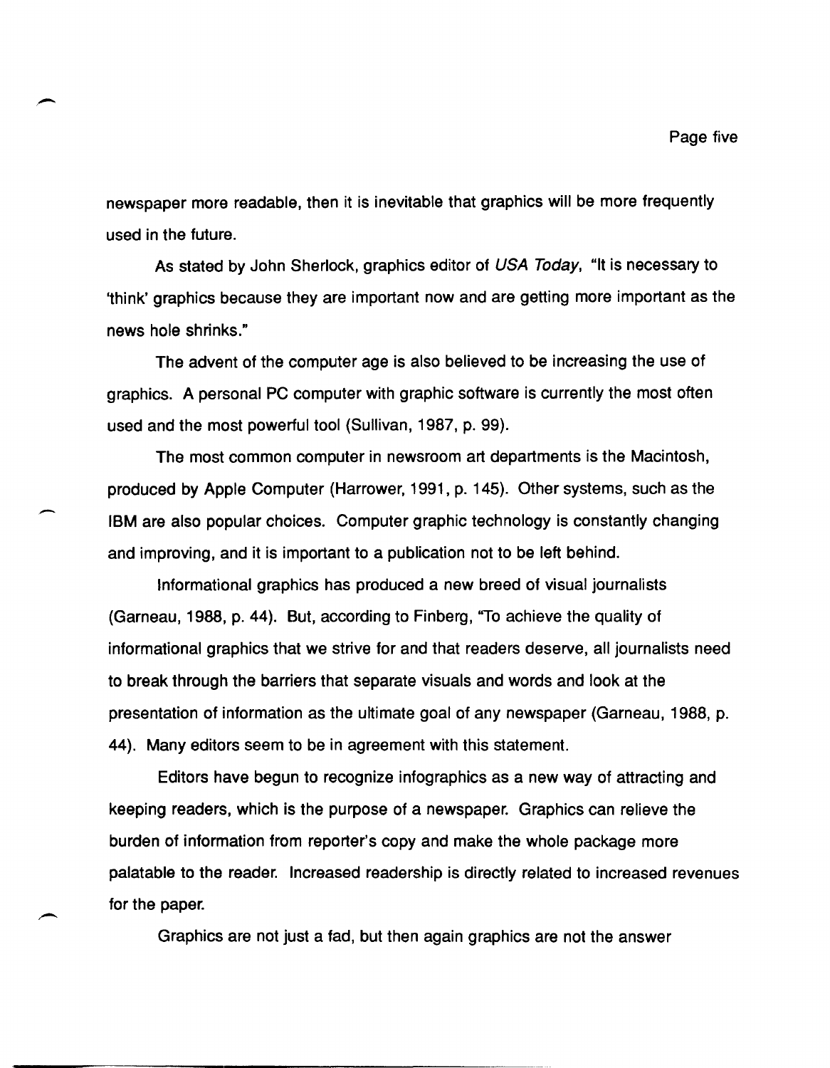newspaper more readable, then it is inevitable that graphics will be more frequently used in the future.

As stated by John Sherlock, graphics editor of *USA Today*, "It is necessary to 'think' graphics because they are important now and are getting more important as the news hole shrinks."

The advent of the computer age is also believed to be increasing the use of graphics. A personal PC computer with graphic software is currently the most often used and the most powerful tool (Sullivan, 1987, p. 99).

The most common computer in newsroom art departments is the Macintosh, produced by Apple Computer (Harrower, 1991, p. 145). Other systems, such as the IBM are also popular choices. Computer graphic technology is constantly changing and improving, and it is important to a publication not to be left behind.

Informational graphics has produced a new breed of visual journalists (Garneau, 1988, p. 44). But, according to Finberg, "To achieve the quality of informational graphics that we strive for and that readers deserve, all journalists need to break through the barriers that separate visuals and words and look at the presentation of information as the ultimate goal of any newspaper (Garneau, 1988, p. 44). Many editors seem to be in agreement with this statement.

Editors have begun to recognize infographics as a new way of attracting and keeping readers, which is the purpose of a newspaper. Graphics can relieve the burden of information from reporter's copy and make the whole package more palatable to the reader. Increased readership is directly related to increased revenues for the paper.

Graphics are not just a fad, but then again graphics are not the answer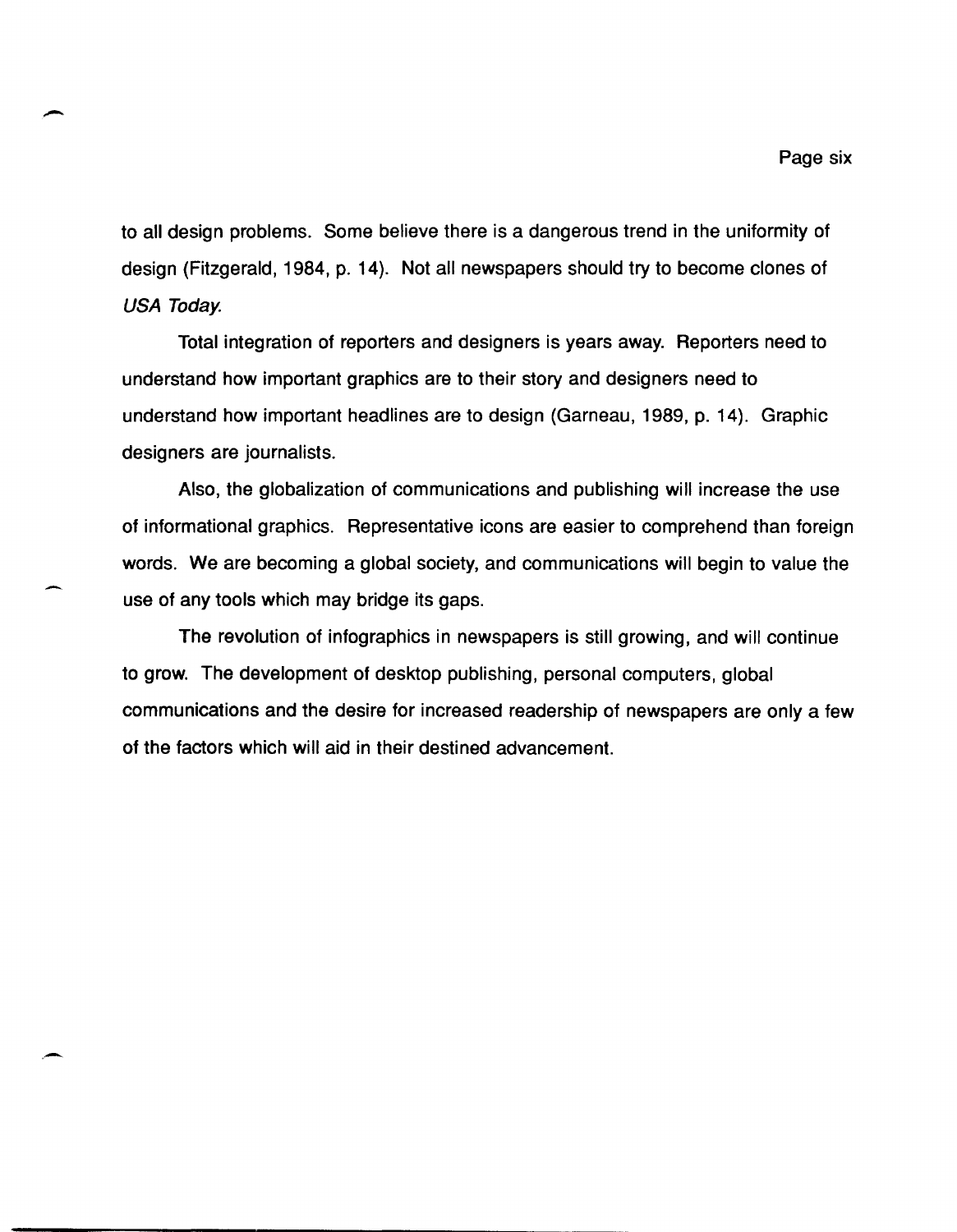to all design problems. Some believe there is a dangerous trend in the uniformity of design (Fitzgerald, 1984, p. 14). Not all newspapers should try to become clones of *USA Today.*

Total integration of reporters and designers is years away. Reporters need to understand how important graphics are to their story and designers need to understand how important headlines are to design (Garneau, 1989, p. 14). Graphic designers are journalists.

Also, the globalization of communications and publishing will increase the use of informational graphics. Representative icons are easier to comprehend than foreign words. We are becoming a global society, and communications will begin to value the use of any tools which may bridge its gaps.

The revolution of infographics in newspapers is still growing, and will continue to grow. The development of desktop publishing, personal computers, global communications and the desire for increased readership of newspapers are only a few of the factors which will aid in their destined advancement.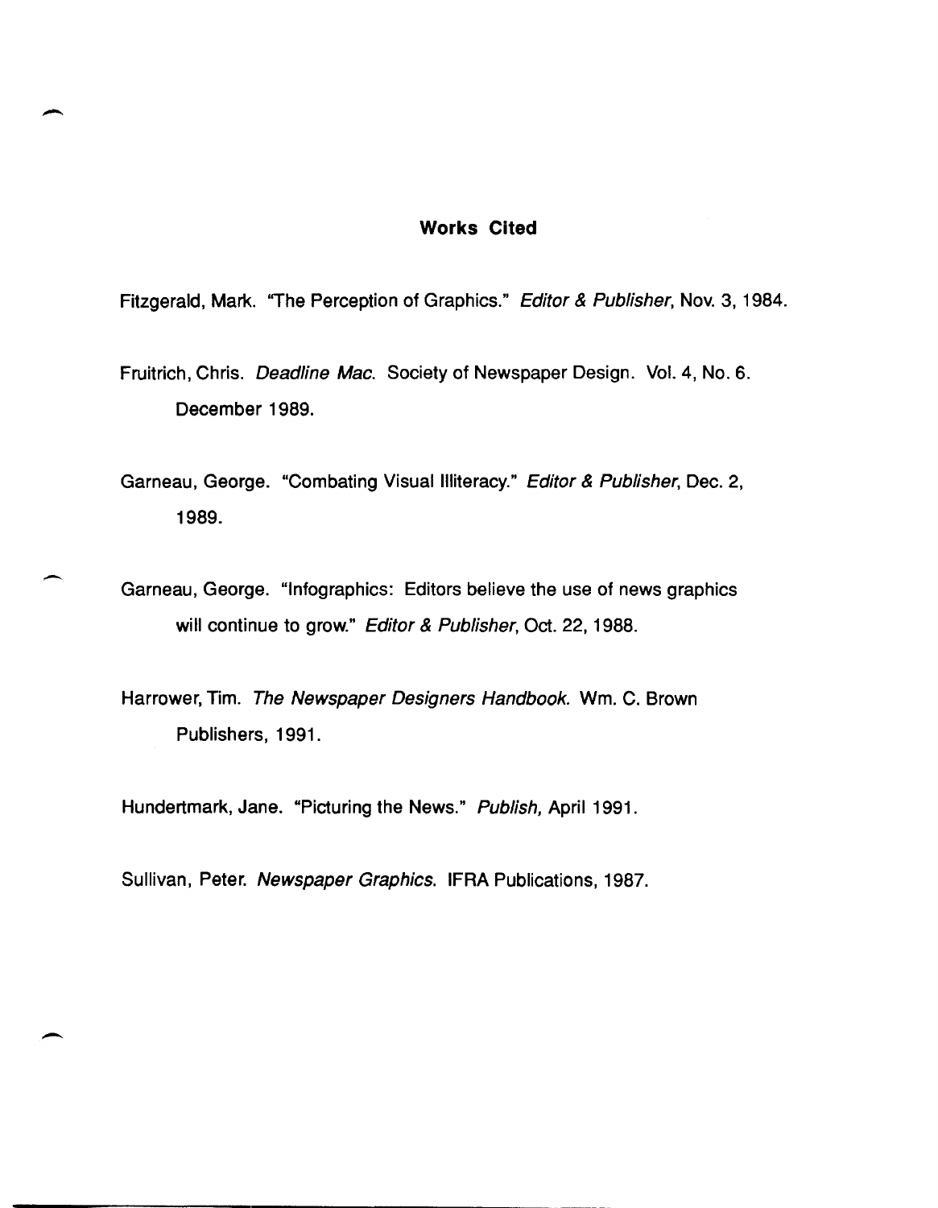## Works Cited

Fitzgerald, Mark. "The Perception of Graphics." *Editor & Publisher*, Nov. 3, 1984.

Fruitrich, Chris. *Deadline Mac*. Society of Newspaper Design. Vol. 4, No. 6. December 1989.

Garneau, George. "Combating Visual Illiteracy." *Editor & Publisher*, Dec. 2, 1989.

Garneau, George. "Infographics: Editors believe the use of news graphics will continue to grow." *Editor & Publisher*, Oct. 22, 1988.

Harrower, Tim. *The Newspaper Designers Handbook*. Wm. C. Brown Publishers, 1991.

Hundertmark, Jane. "Picturing the News." *Publish,* April 1991.

Sullivan, Peter. *Newspaper Graphics*. IFRA Publications, 1987.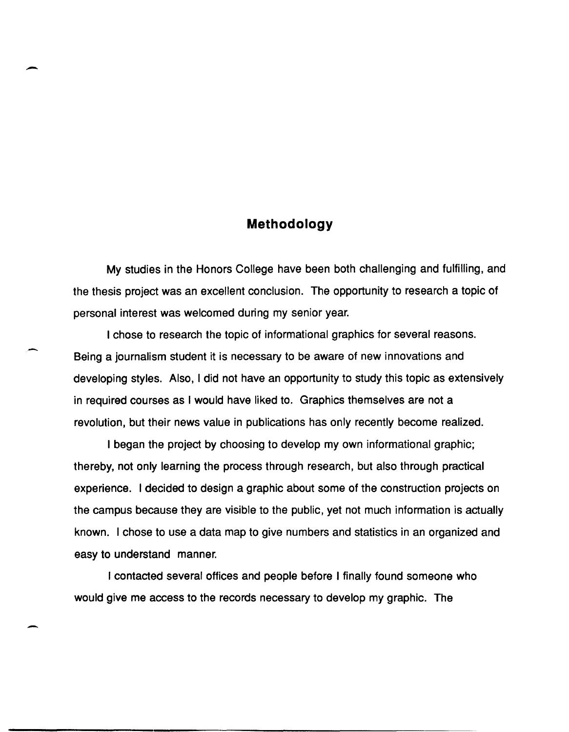## Methodology

My studies in the Honors College have been both challenging and fulfilling, and the thesis project was an excellent conclusion. The opportunity to research a topic of personal interest was welcomed during my senior year.

I chose to research the topic of informational graphics for several reasons. Being a journalism student it is necessary to be aware of new innovations and developing styles. Also, I did not have an opportunity to study this topic as extensively in required courses as I would have liked to. Graphics themselves are not a revolution, but their news value in publications has only recently become realized.

I began the project by choosing to develop my own informational graphic; thereby, not only learning the process through research, but also through practical experience. I decided to design a graphic about some of the construction projects on the campus because they are visible to the public, yet not much information is actually known. I chose to use a data map to give numbers and statistics in an organized and easy to understand manner.

I contacted several offices and people before I finally found someone who would give me access to the records necessary to develop my graphic. The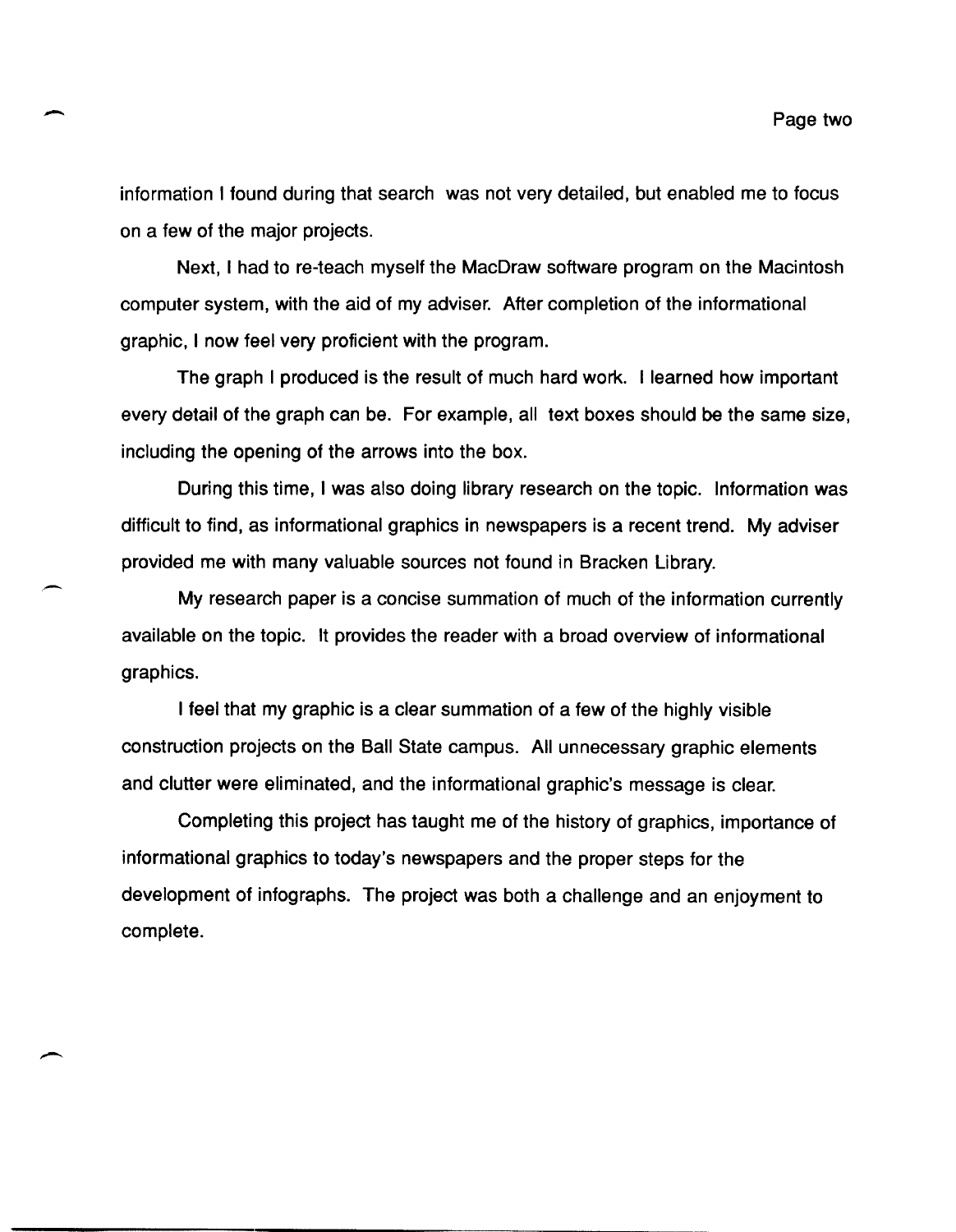information I found during that search was not very detailed, but enabled me to focus on a few of the major projects.

Next, I had to re-teach myself the MacDraw software program on the Macintosh computer system, with the aid of my adviser. After completion of the informational graphic, I now feel very proficient with the program.

The graph I produced is the result of much hard work. I learned how important every detail of the graph can be. For example, all text boxes should be the same size, including the opening of the arrows into the box.

During this time, I was also doing library research on the topic. Information was difficult to find, as informational graphics in newspapers is a recent trend. My adviser provided me with many valuable sources not found in Bracken Library.

My research paper is a concise summation of much of the information currently available on the topic. It provides the reader with a broad overview of informational graphics.

I feel that my graphic is a clear summation of a few of the highly visible construction projects on the Ball State campus. All unnecessary graphic elements and clutter were eliminated, and the informational graphic's message is clear.

Completing this project has taught me of the history of graphics, importance of informational graphics to today's newspapers and the proper steps for the development of infographs. The project was both a challenge and an enjoyment to complete.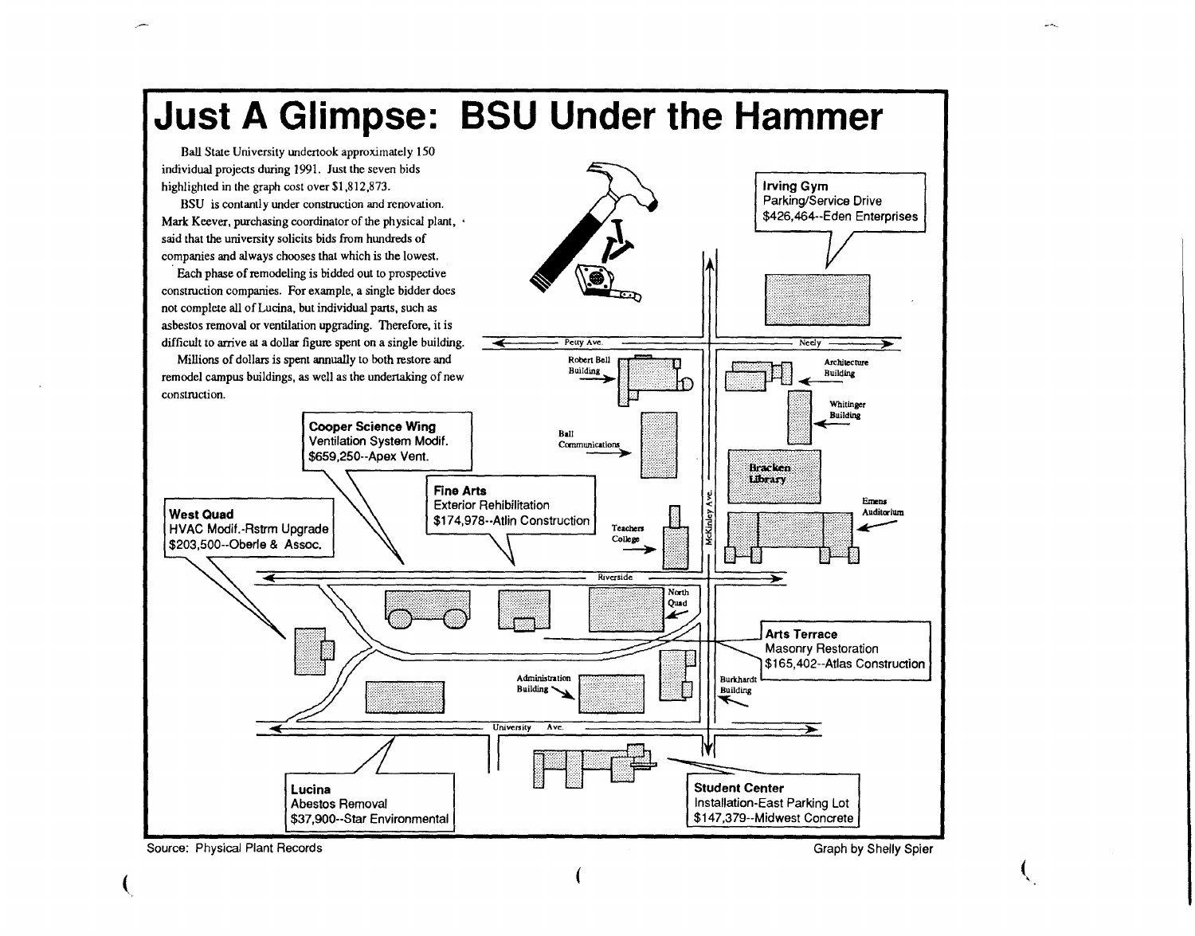# Just A Glimpse: BSU Under the Hammer

Ball State University undertook approximately 150 individual projects during 1991. Just the seven bids highlighted in the graph cost over $1,812,873.

BSU is contantly under construction and renovation. Mark Keever, purchasing coordinator of the physical plant, said that the university solicits bids from hundreds of companies and always chooses that which is the lowest.

Each phase of remodeling is bidded out to prospective construction companies. For example, a single bidder does not complete all of Lucina, but individual parts, such as asbestos removal or ventilation upgrading. Therefore, it is difficult to arrive at a dollar figure spent on a single building.

Millions of dollars is spent annually to both restore and remodel campus buildings, as well as the undertaking of new construction.

**Irving Gym**
Parking/Service Drive
$426,464--Eden Enterprises

**Cooper Science Wing**
Ventilation System Modif.
$659,250--Apex Vent.

**Fine Arts**
Exterior Rehibilitation
$174,978--Atlin Construction

**West Quad**
HVAC Modif.-Rstrm Upgrade
$203,500--Oberle & Assoc.

**Arts Terrace**
Masonry Restoration
$165,402--Atlas Construction

**Lucina**
Abestos Removal
$37,900--Star Environmental

**Student Center**
Installation-East Parking Lot
$147,379--Midwest Concrete

Petty Ave.
Neely
Robert Bell Building
Architecture Building
Whitinger Building
Ball Communications
Bracken Library
Emens Auditorium
Teachers College
McKinley Ave.
Riverside
North Quad
Administration Building
Burkhardt Building
University Ave.

Source: Physical Plant Records

Graph by Shelly Spier